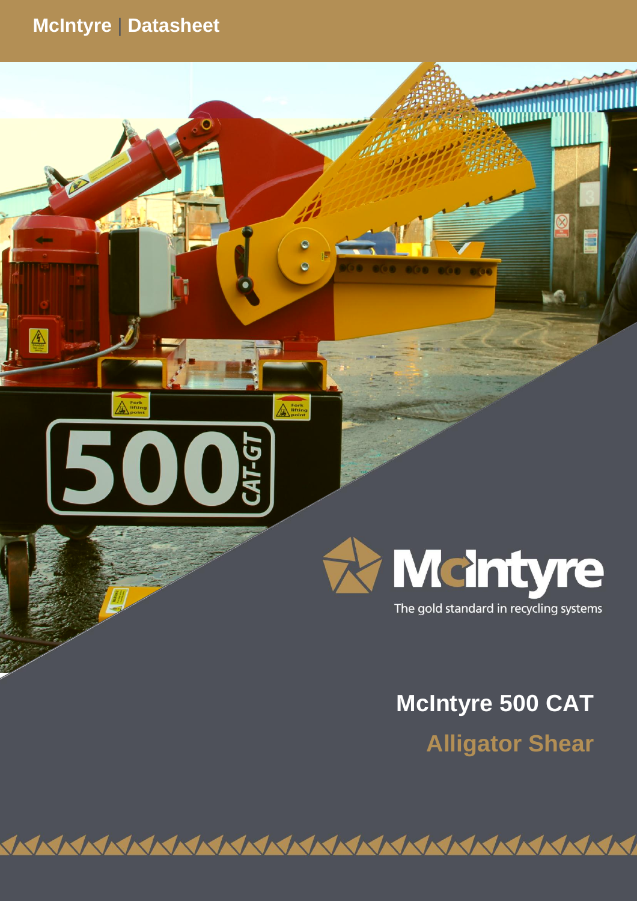McIntyre | Datasheet

McIntyre

The gold standard in recycling systems

# McIntyre 500 CAT

## Alligator Shear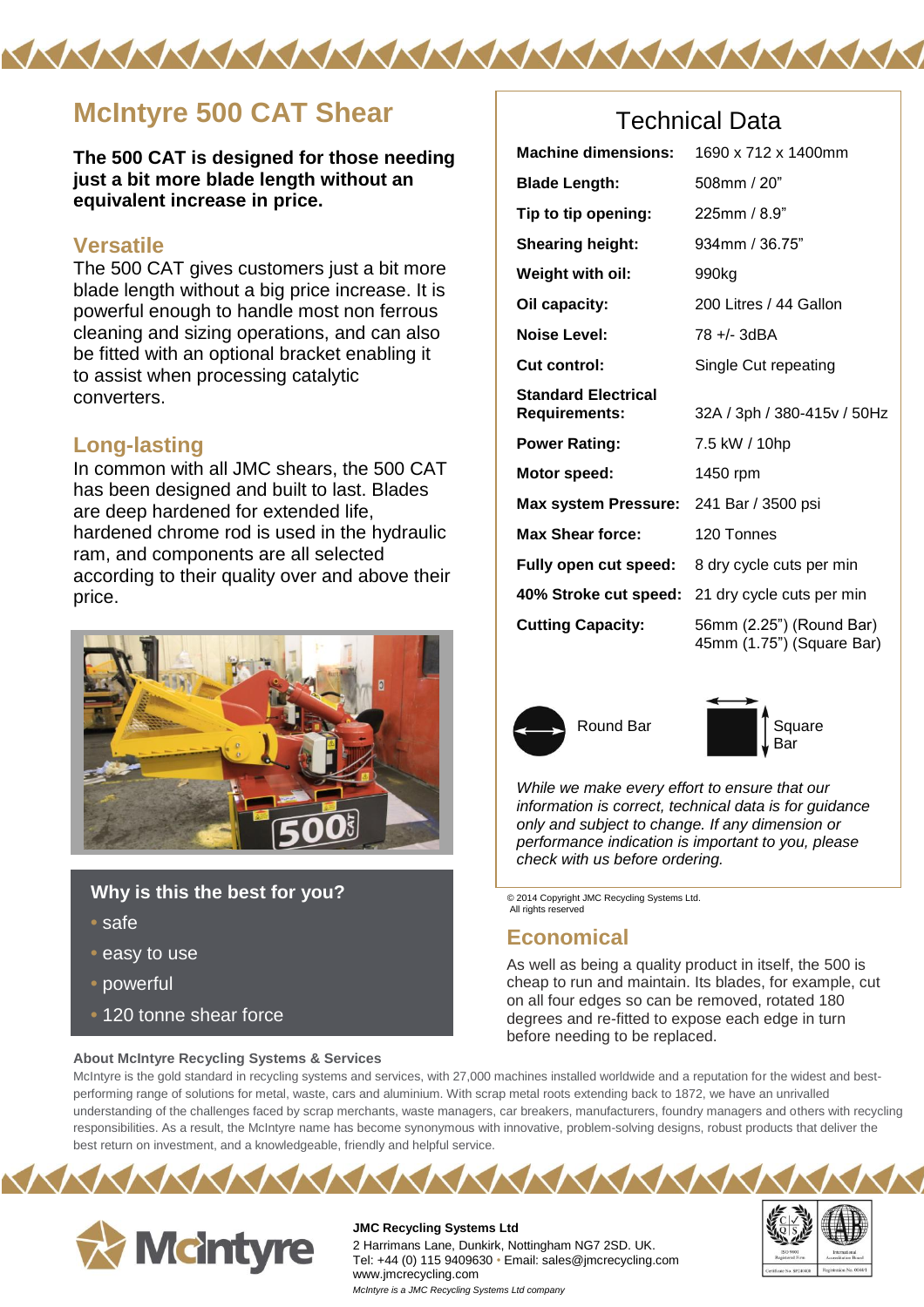# McIntyre 500 CAT Shear

**The 500 CAT is designed for those needing just a bit more blade length without an equivalent increase in price.**

## Versatile

The 500 CAT gives customers just a bit more blade length without a big price increase. It is powerful enough to handle most non ferrous cleaning and sizing operations, and can also be fitted with an optional bracket enabling it to assist when processing catalytic converters.

## Long-lasting

In common with all JMC shears, the 500 CAT has been designed and built to last. Blades are deep hardened for extended life, hardened chrome rod is used in the hydraulic ram, and components are all selected according to their quality over and above their price.

### Why is this the best for you?

- safe
- easy to use
- powerful
- 120 tonne shear force

## Technical Data

| | |
|---|---|
| **Machine dimensions:** | 1690 x 712 x 1400mm |
| **Blade Length:** | 508mm / 20" |
| **Tip to tip opening:** | 225mm / 8.9" |
| **Shearing height:** | 934mm / 36.75" |
| **Weight with oil:** | 990kg |
| **Oil capacity:** | 200 Litres / 44 Gallon |
| **Noise Level:** | 78 +/- 3dBA |
| **Cut control:** | Single Cut repeating |
| **Standard Electrical Requirements:** | 32A / 3ph / 380-415v / 50Hz |
| **Power Rating:** | 7.5 kW / 10hp |
| **Motor speed:** | 1450 rpm |
| **Max system Pressure:** | 241 Bar / 3500 psi |
| **Max Shear force:** | 120 Tonnes |
| **Fully open cut speed:** | 8 dry cycle cuts per min |
| **40% Stroke cut speed:** | 21 dry cycle cuts per min |
| **Cutting Capacity:** | 56mm (2.25") (Round Bar) 45mm (1.75") (Square Bar) |

Round Bar

Square Bar

*While we make every effort to ensure that our information is correct, technical data is for guidance only and subject to change. If any dimension or performance indication is important to you, please check with us before ordering.*

© 2014 Copyright JMC Recycling Systems Ltd.
All rights reserved

## Economical

As well as being a quality product in itself, the 500 is cheap to run and maintain. Its blades, for example, cut on all four edges so can be removed, rotated 180 degrees and re-fitted to expose each edge in turn before needing to be replaced.

**About McIntyre Recycling Systems & Services**

McIntyre is the gold standard in recycling systems and services, with 27,000 machines installed worldwide and a reputation for the widest and best-performing range of solutions for metal, waste, cars and aluminium. With scrap metal roots extending back to 1872, we have an unrivalled understanding of the challenges faced by scrap merchants, waste managers, car breakers, manufacturers, foundry managers and others with recycling responsibilities. As a result, the McIntyre name has become synonymous with innovative, problem-solving designs, robust products that deliver the best return on investment, and a knowledgeable, friendly and helpful service.

McIntyre

**JMC Recycling Systems Ltd**
2 Harrimans Lane, Dunkirk, Nottingham NG7 2SD. UK.
Tel: +44 (0) 115 9409630 • Email: sales@jmcrecycling.com
www.jmcrecycling.com
*McIntyre is a JMC Recycling Systems Ltd company*